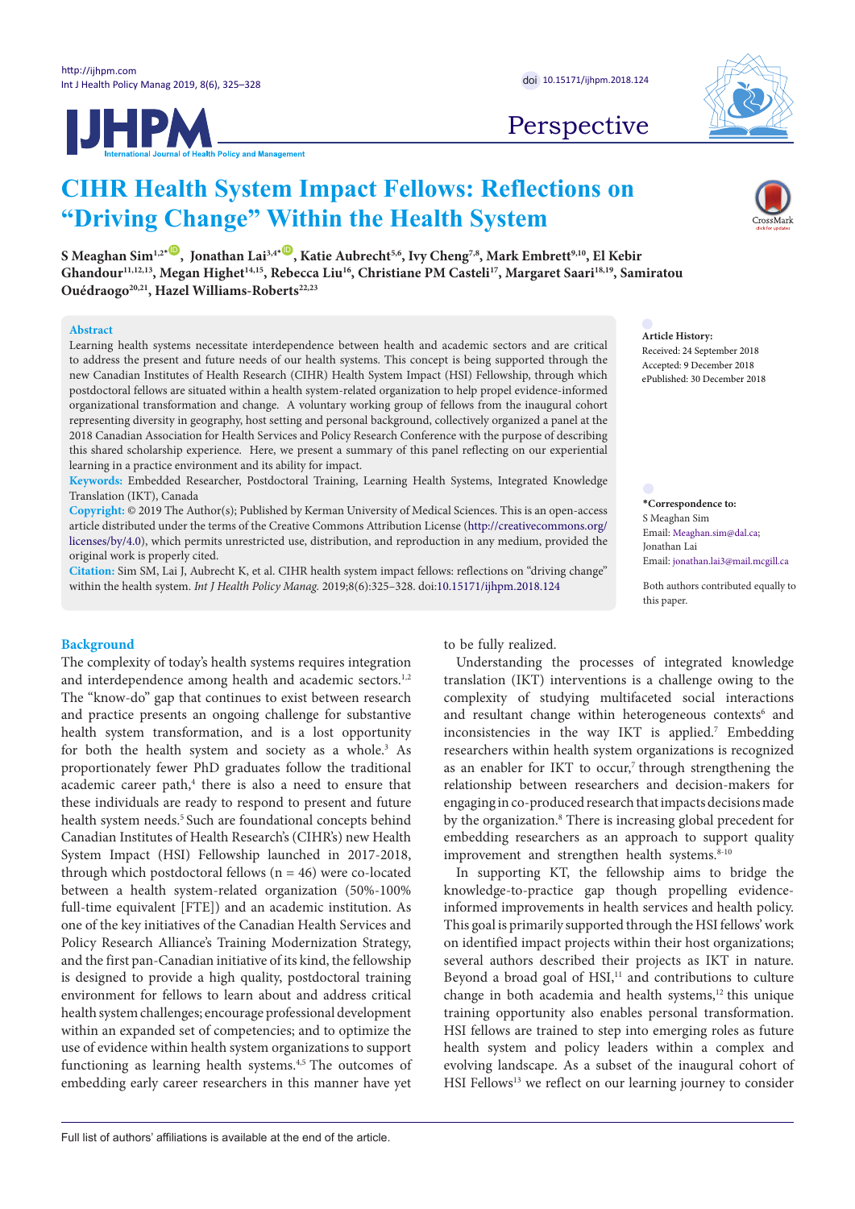Perspective

# CIHR Health System Impact Fellows: Reflections on "Driving Change" Within the Health System

**S Meaghan Sim[1,2*], Jonathan Lai[3,4*], Katie Aubrecht[5,6], Ivy Cheng[7,8], Mark Embrett[9,10], El Kebir Ghandour[11,12,13], Megan Highet[14,15], Rebecca Liu[16], Christiane PM Casteli[17], Margaret Saari[18,19], Samiratou Ouédraogo[20,21], Hazel Williams-Roberts[22,23]**

## Abstract

Learning health systems necessitate interdependence between health and academic sectors and are critical to address the present and future needs of our health systems. This concept is being supported through the new Canadian Institutes of Health Research (CIHR) Health System Impact (HSI) Fellowship, through which postdoctoral fellows are situated within a health system-related organization to help propel evidence-informed organizational transformation and change. A voluntary working group of fellows from the inaugural cohort representing diversity in geography, host setting and personal background, collectively organized a panel at the 2018 Canadian Association for Health Services and Policy Research Conference with the purpose of describing this shared scholarship experience. Here, we present a summary of this panel reflecting on our experiential learning in a practice environment and its ability for impact.

**Keywords:** Embedded Researcher, Postdoctoral Training, Learning Health Systems, Integrated Knowledge Translation (IKT), Canada

**Copyright:** © 2019 The Author(s); Published by Kerman University of Medical Sciences. This is an open-access article distributed under the terms of the Creative Commons Attribution License (http://creativecommons.org/licenses/by/4.0), which permits unrestricted use, distribution, and reproduction in any medium, provided the original work is properly cited.

**Citation:** Sim SM, Lai J, Aubrecht K, et al. CIHR health system impact fellows: reflections on "driving change" within the health system. *Int J Health Policy Manag.* 2019;8(6):325–328. doi:10.15171/ijhpm.2018.124

**Article History:**
Received: 24 September 2018
Accepted: 9 December 2018
ePublished: 30 December 2018

**\*Correspondence to:**
S Meaghan Sim
Email: Meaghan.sim@dal.ca;
Jonathan Lai
Email: jonathan.lai3@mail.mcgill.ca

Both authors contributed equally to this paper.

## Background

The complexity of today's health systems requires integration and interdependence among health and academic sectors.[1,2] The "know-do" gap that continues to exist between research and practice presents an ongoing challenge for substantive health system transformation, and is a lost opportunity for both the health system and society as a whole.[3] As proportionately fewer PhD graduates follow the traditional academic career path,[4] there is also a need to ensure that these individuals are ready to respond to present and future health system needs.[5] Such are foundational concepts behind Canadian Institutes of Health Research's (CIHR's) new Health System Impact (HSI) Fellowship launched in 2017-2018, through which postdoctoral fellows (n = 46) were co-located between a health system-related organization (50%-100% full-time equivalent [FTE]) and an academic institution. As one of the key initiatives of the Canadian Health Services and Policy Research Alliance's Training Modernization Strategy, and the first pan-Canadian initiative of its kind, the fellowship is designed to provide a high quality, postdoctoral training environment for fellows to learn about and address critical health system challenges; encourage professional development within an expanded set of competencies; and to optimize the use of evidence within health system organizations to support functioning as learning health systems.[4,5] The outcomes of embedding early career researchers in this manner have yet to be fully realized.

Understanding the processes of integrated knowledge translation (IKT) interventions is a challenge owing to the complexity of studying multifaceted social interactions and resultant change within heterogeneous contexts[6] and inconsistencies in the way IKT is applied.[7] Embedding researchers within health system organizations is recognized as an enabler for IKT to occur,[7] through strengthening the relationship between researchers and decision-makers for engaging in co-produced research that impacts decisions made by the organization.[8] There is increasing global precedent for embedding researchers as an approach to support quality improvement and strengthen health systems.[8-10]

In supporting KT, the fellowship aims to bridge the knowledge-to-practice gap though propelling evidence-informed improvements in health services and health policy. This goal is primarily supported through the HSI fellows' work on identified impact projects within their host organizations; several authors described their projects as IKT in nature. Beyond a broad goal of HSI,[11] and contributions to culture change in both academia and health systems,[12] this unique training opportunity also enables personal transformation. HSI fellows are trained to step into emerging roles as future health system and policy leaders within a complex and evolving landscape. As a subset of the inaugural cohort of HSI Fellows[13] we reflect on our learning journey to consider

Full list of authors' affiliations is available at the end of the article.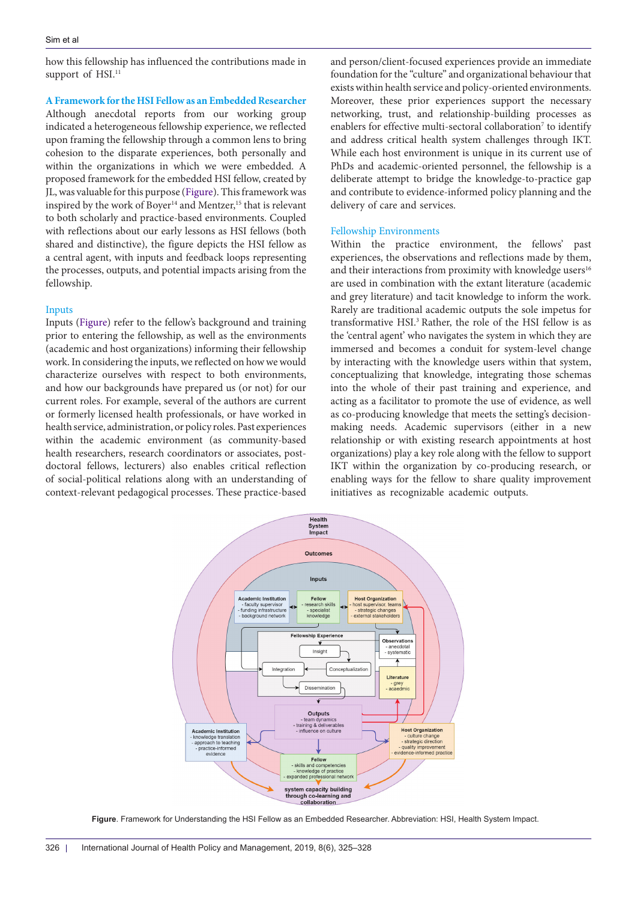how this fellowship has influenced the contributions made in support of HSI.[11]

### A Framework for the HSI Fellow as an Embedded Researcher

Although anecdotal reports from our working group indicated a heterogeneous fellowship experience, we reflected upon framing the fellowship through a common lens to bring cohesion to the disparate experiences, both personally and within the organizations in which we were embedded. A proposed framework for the embedded HSI fellow, created by JL, was valuable for this purpose (Figure). This framework was inspired by the work of Boyer[14] and Mentzer,[15] that is relevant to both scholarly and practice-based environments. Coupled with reflections about our early lessons as HSI fellows (both shared and distinctive), the figure depicts the HSI fellow as a central agent, with inputs and feedback loops representing the processes, outputs, and potential impacts arising from the fellowship.

### Inputs

Inputs (Figure) refer to the fellow's background and training prior to entering the fellowship, as well as the environments (academic and host organizations) informing their fellowship work. In considering the inputs, we reflected on how we would characterize ourselves with respect to both environments, and how our backgrounds have prepared us (or not) for our current roles. For example, several of the authors are current or formerly licensed health professionals, or have worked in health service, administration, or policy roles. Past experiences within the academic environment (as community-based health researchers, research coordinators or associates, post-doctoral fellows, lecturers) also enables critical reflection of social-political relations along with an understanding of context-relevant pedagogical processes. These practice-based and person/client-focused experiences provide an immediate foundation for the "culture" and organizational behaviour that exists within health service and policy-oriented environments. Moreover, these prior experiences support the necessary networking, trust, and relationship-building processes as enablers for effective multi-sectoral collaboration[7] to identify and address critical health system challenges through IKT. While each host environment is unique in its current use of PhDs and academic-oriented personnel, the fellowship is a deliberate attempt to bridge the knowledge-to-practice gap and contribute to evidence-informed policy planning and the delivery of care and services.

### Fellowship Environments

Within the practice environment, the fellows' past experiences, the observations and reflections made by them, and their interactions from proximity with knowledge users[16] are used in combination with the extant literature (academic and grey literature) and tacit knowledge to inform the work. Rarely are traditional academic outputs the sole impetus for transformative HSI.[3] Rather, the role of the HSI fellow is as the 'central agent' who navigates the system in which they are immersed and becomes a conduit for system-level change by interacting with the knowledge users within that system, conceptualizing that knowledge, integrating those schemas into the whole of their past training and experience, and acting as a facilitator to promote the use of evidence, as well as co-producing knowledge that meets the setting's decision-making needs. Academic supervisors (either in a new relationship or with existing research appointments at host organizations) play a key role along with the fellow to support IKT within the organization by co-producing research, or enabling ways for the fellow to share quality improvement initiatives as recognizable academic outputs.

**Figure**. Framework for Understanding the HSI Fellow as an Embedded Researcher. Abbreviation: HSI, Health System Impact.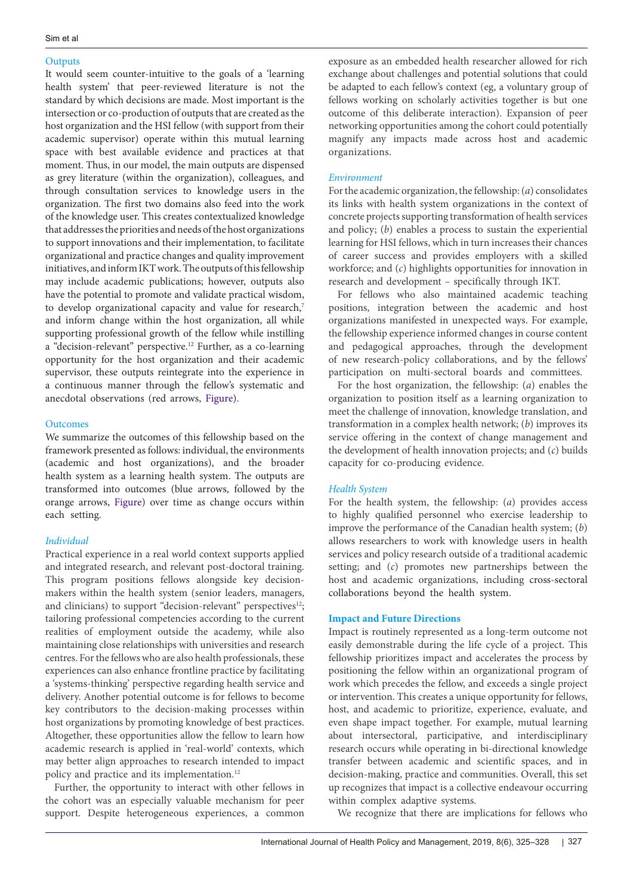### Outputs

It would seem counter-intuitive to the goals of a 'learning health system' that peer-reviewed literature is not the standard by which decisions are made. Most important is the intersection or co-production of outputs that are created as the host organization and the HSI fellow (with support from their academic supervisor) operate within this mutual learning space with best available evidence and practices at that moment. Thus, in our model, the main outputs are dispensed as grey literature (within the organization), colleagues, and through consultation services to knowledge users in the organization. The first two domains also feed into the work of the knowledge user. This creates contextualized knowledge that addresses the priorities and needs of the host organizations to support innovations and their implementation, to facilitate organizational and practice changes and quality improvement initiatives, and inform IKT work. The outputs of this fellowship may include academic publications; however, outputs also have the potential to promote and validate practical wisdom, to develop organizational capacity and value for research,[7] and inform change within the host organization, all while supporting professional growth of the fellow while instilling a "decision-relevant" perspective.[12] Further, as a co-learning opportunity for the host organization and their academic supervisor, these outputs reintegrate into the experience in a continuous manner through the fellow's systematic and anecdotal observations (red arrows, Figure).

### Outcomes

We summarize the outcomes of this fellowship based on the framework presented as follows: individual, the environments (academic and host organizations), and the broader health system as a learning health system. The outputs are transformed into outcomes (blue arrows, followed by the orange arrows, Figure) over time as change occurs within each setting.

#### *Individual*

Practical experience in a real world context supports applied and integrated research, and relevant post-doctoral training. This program positions fellows alongside key decision-makers within the health system (senior leaders, managers, and clinicians) to support "decision-relevant" perspectives[12]; tailoring professional competencies according to the current realities of employment outside the academy, while also maintaining close relationships with universities and research centres. For the fellows who are also health professionals, these experiences can also enhance frontline practice by facilitating a 'systems-thinking' perspective regarding health service and delivery. Another potential outcome is for fellows to become key contributors to the decision-making processes within host organizations by promoting knowledge of best practices. Altogether, these opportunities allow the fellow to learn how academic research is applied in 'real-world' contexts, which may better align approaches to research intended to impact policy and practice and its implementation.[12]

Further, the opportunity to interact with other fellows in the cohort was an especially valuable mechanism for peer support. Despite heterogeneous experiences, a common exposure as an embedded health researcher allowed for rich exchange about challenges and potential solutions that could be adapted to each fellow's context (eg, a voluntary group of fellows working on scholarly activities together is but one outcome of this deliberate interaction). Expansion of peer networking opportunities among the cohort could potentially magnify any impacts made across host and academic organizations.

#### *Environment*

For the academic organization, the fellowship: (*a*) consolidates its links with health system organizations in the context of concrete projects supporting transformation of health services and policy; (*b*) enables a process to sustain the experiential learning for HSI fellows, which in turn increases their chances of career success and provides employers with a skilled workforce; and (*c*) highlights opportunities for innovation in research and development – specifically through IKT.

For fellows who also maintained academic teaching positions, integration between the academic and host organizations manifested in unexpected ways. For example, the fellowship experience informed changes in course content and pedagogical approaches, through the development of new research-policy collaborations, and by the fellows' participation on multi-sectoral boards and committees.

For the host organization, the fellowship: (*a*) enables the organization to position itself as a learning organization to meet the challenge of innovation, knowledge translation, and transformation in a complex health network; (*b*) improves its service offering in the context of change management and the development of health innovation projects; and (*c*) builds capacity for co-producing evidence.

#### *Health System*

For the health system, the fellowship: (*a*) provides access to highly qualified personnel who exercise leadership to improve the performance of the Canadian health system; (*b*) allows researchers to work with knowledge users in health services and policy research outside of a traditional academic setting; and (*c*) promotes new partnerships between the host and academic organizations, including cross-sectoral collaborations beyond the health system.

### Impact and Future Directions

Impact is routinely represented as a long-term outcome not easily demonstrable during the life cycle of a project. This fellowship prioritizes impact and accelerates the process by positioning the fellow within an organizational program of work which precedes the fellow, and exceeds a single project or intervention. This creates a unique opportunity for fellows, host, and academic to prioritize, experience, evaluate, and even shape impact together. For example, mutual learning about intersectoral, participative, and interdisciplinary research occurs while operating in bi-directional knowledge transfer between academic and scientific spaces, and in decision-making, practice and communities. Overall, this set up recognizes that impact is a collective endeavour occurring within complex adaptive systems.

We recognize that there are implications for fellows who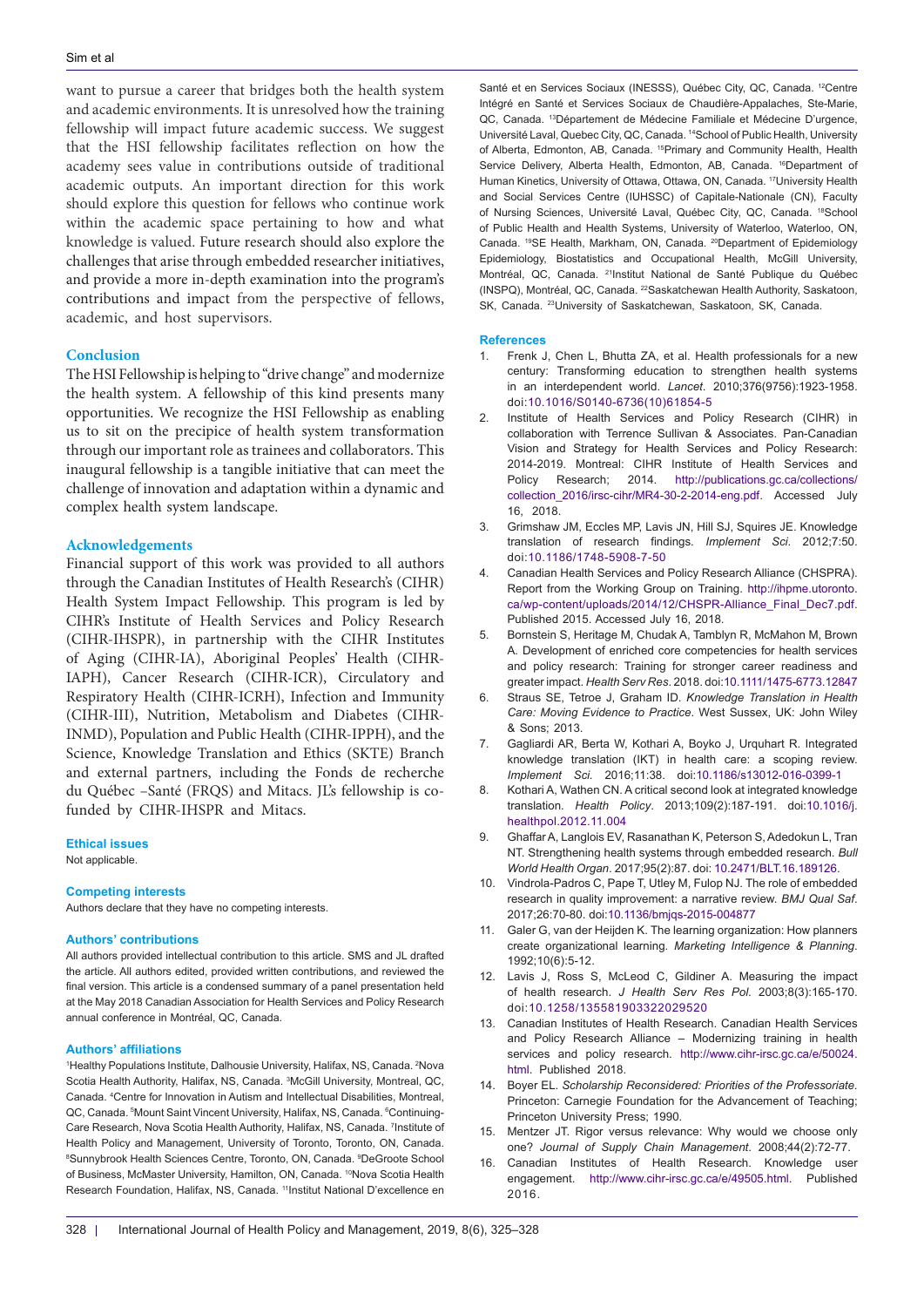want to pursue a career that bridges both the health system and academic environments. It is unresolved how the training fellowship will impact future academic success. We suggest that the HSI fellowship facilitates reflection on how the academy sees value in contributions outside of traditional academic outputs. An important direction for this work should explore this question for fellows who continue work within the academic space pertaining to how and what knowledge is valued. Future research should also explore the challenges that arise through embedded researcher initiatives, and provide a more in-depth examination into the program's contributions and impact from the perspective of fellows, academic, and host supervisors.

## Conclusion

The HSI Fellowship is helping to "drive change" and modernize the health system. A fellowship of this kind presents many opportunities. We recognize the HSI Fellowship as enabling us to sit on the precipice of health system transformation through our important role as trainees and collaborators. This inaugural fellowship is a tangible initiative that can meet the challenge of innovation and adaptation within a dynamic and complex health system landscape.

## Acknowledgements

Financial support of this work was provided to all authors through the Canadian Institutes of Health Research's (CIHR) Health System Impact Fellowship. This program is led by CIHR's Institute of Health Services and Policy Research (CIHR-IHSPR), in partnership with the CIHR Institutes of Aging (CIHR-IA), Aboriginal Peoples' Health (CIHR-IAPH), Cancer Research (CIHR-ICR), Circulatory and Respiratory Health (CIHR-ICRH), Infection and Immunity (CIHR-III), Nutrition, Metabolism and Diabetes (CIHR-INMD), Population and Public Health (CIHR-IPPH), and the Science, Knowledge Translation and Ethics (SKTE) Branch and external partners, including the Fonds de recherche du Québec –Santé (FRQS) and Mitacs. JL's fellowship is co-funded by CIHR-IHSPR and Mitacs.

### Ethical issues

Not applicable.

### Competing interests

Authors declare that they have no competing interests.

### Authors' contributions

All authors provided intellectual contribution to this article. SMS and JL drafted the article. All authors edited, provided written contributions, and reviewed the final version. This article is a condensed summary of a panel presentation held at the May 2018 Canadian Association for Health Services and Policy Research annual conference in Montréal, QC, Canada.

### Authors' affiliations

[1]Healthy Populations Institute, Dalhousie University, Halifax, NS, Canada. [2]Nova Scotia Health Authority, Halifax, NS, Canada. [3]McGill University, Montreal, QC, Canada. [4]Centre for Innovation in Autism and Intellectual Disabilities, Montreal, QC, Canada. [5]Mount Saint Vincent University, Halifax, NS, Canada. [6]Continuing-Care Research, Nova Scotia Health Authority, Halifax, NS, Canada. [7]Institute of Health Policy and Management, University of Toronto, Toronto, ON, Canada. [8]Sunnybrook Health Sciences Centre, Toronto, ON, Canada. [9]DeGroote School of Business, McMaster University, Hamilton, ON, Canada. [10]Nova Scotia Health Research Foundation, Halifax, NS, Canada. [11]Institut National D'excellence en Santé et en Services Sociaux (INESSS), Québec City, QC, Canada. [12]Centre Intégré en Santé et Services Sociaux de Chaudière-Appalaches, Ste-Marie, QC, Canada. [13]Département de Médecine Familiale et Médecine D'urgence, Université Laval, Quebec City, QC, Canada. [14]School of Public Health, University of Alberta, Edmonton, AB, Canada. [15]Primary and Community Health, Health Service Delivery, Alberta Health, Edmonton, AB, Canada. [16]Department of Human Kinetics, University of Ottawa, Ottawa, ON, Canada. [17]University Health and Social Services Centre (IUHSSC) of Capitale-Nationale (CN), Faculty of Nursing Sciences, Université Laval, Québec City, QC, Canada. [18]School of Public Health and Health Systems, University of Waterloo, Waterloo, ON, Canada. [19]SE Health, Markham, ON, Canada. [20]Department of Epidemiology Epidemiology, Biostatistics and Occupational Health, McGill University, Montréal, QC, Canada. [21]Institut National de Santé Publique du Québec (INSPQ), Montréal, QC, Canada. [22]Saskatchewan Health Authority, Saskatoon, SK, Canada. [23]University of Saskatchewan, Saskatoon, SK, Canada.

### References

1. Frenk J, Chen L, Bhutta ZA, et al. Health professionals for a new century: Transforming education to strengthen health systems in an interdependent world. *Lancet*. 2010;376(9756):1923-1958. doi:10.1016/S0140-6736(10)61854-5
2. Institute of Health Services and Policy Research (CIHR) in collaboration with Terrence Sullivan & Associates. Pan-Canadian Vision and Strategy for Health Services and Policy Research: 2014-2019. Montreal: CIHR Institute of Health Services and Policy Research; 2014. http://publications.gc.ca/collections/collection_2016/irsc-cihr/MR4-30-2-2014-eng.pdf. Accessed July 16, 2018.
3. Grimshaw JM, Eccles MP, Lavis JN, Hill SJ, Squires JE. Knowledge translation of research findings. *Implement Sci*. 2012;7:50. doi:10.1186/1748-5908-7-50
4. Canadian Health Services and Policy Research Alliance (CHSPRA). Report from the Working Group on Training. http://ihpme.utoronto.ca/wp-content/uploads/2014/12/CHSPR-Alliance_Final_Dec7.pdf. Published 2015. Accessed July 16, 2018.
5. Bornstein S, Heritage M, Chudak A, Tamblyn R, McMahon M, Brown A. Development of enriched core competencies for health services and policy research: Training for stronger career readiness and greater impact. *Health Serv Res*. 2018. doi:10.1111/1475-6773.12847
6. Straus SE, Tetroe J, Graham ID. *Knowledge Translation in Health Care: Moving Evidence to Practice*. West Sussex, UK: John Wiley & Sons; 2013.
7. Gagliardi AR, Berta W, Kothari A, Boyko J, Urquhart R. Integrated knowledge translation (IKT) in health care: a scoping review. *Implement Sci.* 2016;11:38. doi:10.1186/s13012-016-0399-1
8. Kothari A, Wathen CN. A critical second look at integrated knowledge translation. *Health Policy*. 2013;109(2):187-191. doi:10.1016/j.healthpol.2012.11.004
9. Ghaffar A, Langlois EV, Rasanathan K, Peterson S, Adedokun L, Tran NT. Strengthening health systems through embedded research. *Bull World Health Organ*. 2017;95(2):87. doi: 10.2471/BLT.16.189126.
10. Vindrola-Padros C, Pape T, Utley M, Fulop NJ. The role of embedded research in quality improvement: a narrative review. *BMJ Qual Saf*. 2017;26:70-80. doi:10.1136/bmjqs-2015-004877
11. Galer G, van der Heijden K. The learning organization: How planners create organizational learning. *Marketing Intelligence & Planning*. 1992;10(6):5-12.
12. Lavis J, Ross S, McLeod C, Gildiner A. Measuring the impact of health research. *J Health Serv Res Pol.* 2003;8(3):165-170. doi:10.1258/135581903322029520
13. Canadian Institutes of Health Research. Canadian Health Services and Policy Research Alliance – Modernizing training in health services and policy research. http://www.cihr-irsc.gc.ca/e/50024.html. Published 2018.
14. Boyer EL. *Scholarship Reconsidered: Priorities of the Professoriate.* Princeton: Carnegie Foundation for the Advancement of Teaching; Princeton University Press; 1990.
15. Mentzer JT. Rigor versus relevance: Why would we choose only one? *Journal of Supply Chain Management*. 2008;44(2):72-77.
16. Canadian Institutes of Health Research. Knowledge user engagement. http://www.cihr-irsc.gc.ca/e/49505.html. Published 2016.